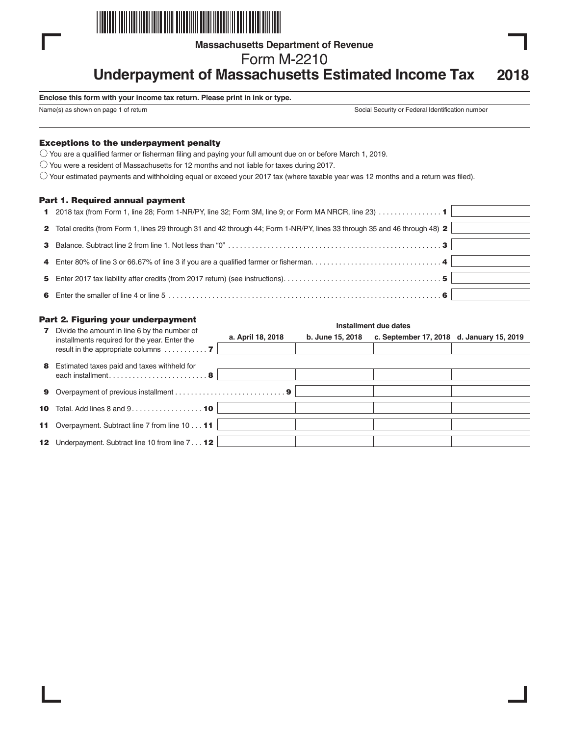Massachusetts Department of Revenue

# Form M-2210

# Underpayment of Massachusetts Estimated Income Tax 2018

**Enclose this form with your income tax return. Please print in ink or type.**

Name(s) as shown on page 1 of return

Social Security or Federal Identification number

### Exceptions to the underpayment penalty

- ◯ You are a qualified farmer or fisherman filing and paying your full amount due on or before March 1, 2019.
- ◯ You were a resident of Massachusetts for 12 months and not liable for taxes during 2017.
- ◯ Your estimated payments and withholding equal or exceed your 2017 tax (where taxable year was 12 months and a return was filed).

### Part 1. Required annual payment

| Line | Description | Amount |
|---|---|---|
| 1 | 2018 tax (from Form 1, line 28; Form 1-NR/PY, line 32; Form 3M, line 9; or Form MA NRCR, line 23) | |
| 2 | Total credits (from Form 1, lines 29 through 31 and 42 through 44; Form 1-NR/PY, lines 33 through 35 and 46 through 48) | |
| 3 | Balance. Subtract line 2 from line 1. Not less than "0" | |
| 4 | Enter 80% of line 3 or 66.67% of line 3 if you are a qualified farmer or fisherman. | |
| 5 | Enter 2017 tax liability after credits (from 2017 return) (see instructions). | |
| 6 | Enter the smaller of line 4 or line 5 | |

### Part 2. Figuring your underpayment

| | | Installment due dates | | | |
|---|---|---|---|---|---|
| Line | Description | a. April 18, 2018 | b. June 15, 2018 | c. September 17, 2018 | d. January 15, 2019 |
| 7 | Divide the amount in line 6 by the number of installments required for the year. Enter the result in the appropriate columns | | | | |
| 8 | Estimated taxes paid and taxes withheld for each installment | | | | |
| 9 | Overpayment of previous installment | | | | |
| 10 | Total. Add lines 8 and 9 | | | | |
| 11 | Overpayment. Subtract line 7 from line 10 | | | | |
| 12 | Underpayment. Subtract line 10 from line 7 | | | | |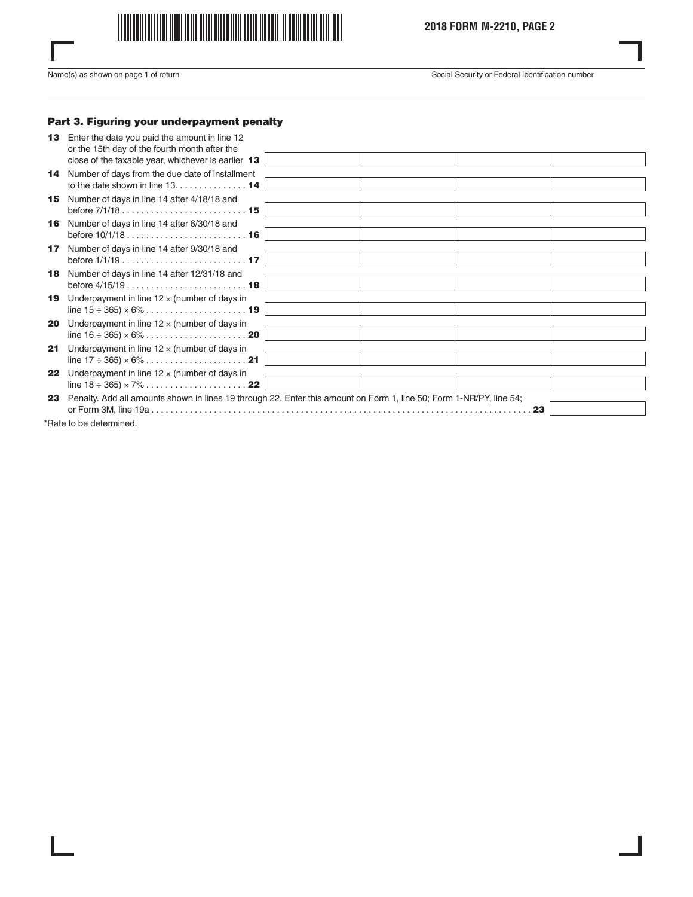2018 FORM M-2210, PAGE 2

Name(s) as shown on page 1 of return

Social Security or Federal Identification number

### Part 3. Figuring your underpayment penalty

| Line | Description | | | | |
|---|---|---|---|---|---|
| 13 | Enter the date you paid the amount in line 12 or the 15th day of the fourth month after the close of the taxable year, whichever is earlier **13** | | | | |
| 14 | Number of days from the due date of installment to the date shown in line 13. . . . . . . . . . . . . . **14** | | | | |
| 15 | Number of days in line 14 after 4/18/18 and before 7/1/18 . . . . . . . . . . . . . . . . . . . . . . . . . . **15** | | | | |
| 16 | Number of days in line 14 after 6/30/18 and before 10/1/18 . . . . . . . . . . . . . . . . . . . . . . . . . **16** | | | | |
| 17 | Number of days in line 14 after 9/30/18 and before 1/1/19 . . . . . . . . . . . . . . . . . . . . . . . . . . **17** | | | | |
| 18 | Number of days in line 14 after 12/31/18 and before 4/15/19 . . . . . . . . . . . . . . . . . . . . . . . . . **18** | | | | |
| 19 | Underpayment in line 12 × (number of days in line 15 ÷ 365) × 6% . . . . . . . . . . . . . . . . . . . . **19** | | | | |
| 20 | Underpayment in line 12 × (number of days in line 16 ÷ 365) × 6% . . . . . . . . . . . . . . . . . . . . **20** | | | | |
| 21 | Underpayment in line 12 × (number of days in line 17 ÷ 365) × 6% . . . . . . . . . . . . . . . . . . . . **21** | | | | |
| 22 | Underpayment in line 12 × (number of days in line 18 ÷ 365) × 7% . . . . . . . . . . . . . . . . . . . . **22** | | | | |

**23** Penalty. Add all amounts shown in lines 19 through 22. Enter this amount on Form 1, line 50; Form 1-NR/PY, line 54; or Form 3M, line 19a . . . . . . . . . . . . . . . . . . . . . . . . . . . . . . . . . . . . . . . . . . . . . . . . . . . . . . . . . . . . . . . . . . . . . . . . . . . . . . **23** ____________

*Rate to be determined.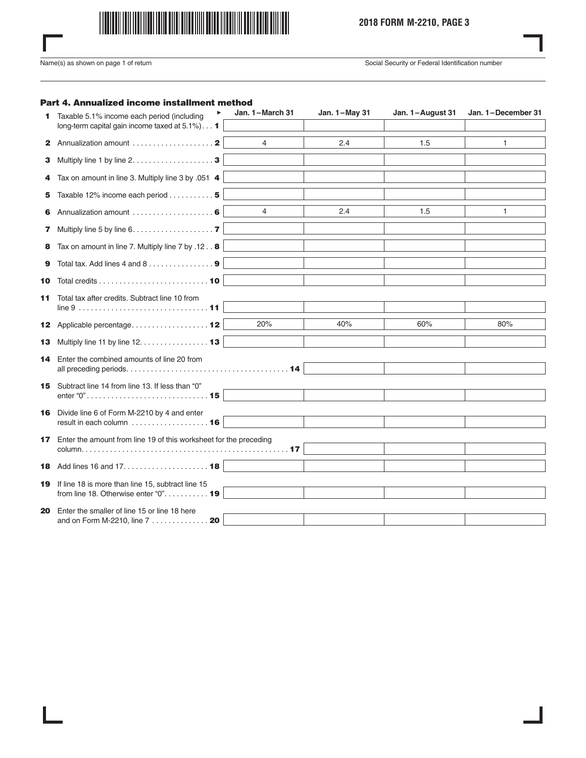Name(s) as shown on page 1 of return

Social Security or Federal Identification number

## Part 4. Annualized income installment method

| | | Jan. 1 – March 31 | Jan. 1 – May 31 | Jan. 1 – August 31 | Jan. 1 – December 31 |
|---|---|---|---|---|---|
| 1 | Taxable 5.1% income each period (including long-term capital gain income taxed at 5.1%) . . . 1 | | | | |
| 2 | Annualization amount . . . . . . . . . . . . . . . . . . . . 2 | 4 | 2.4 | 1.5 | 1 |
| 3 | Multiply line 1 by line 2. . . . . . . . . . . . . . . . . . . . 3 | | | | |
| 4 | Tax on amount in line 3. Multiply line 3 by .051 4 | | | | |
| 5 | Taxable 12% income each period . . . . . . . . . . . 5 | | | | |
| 6 | Annualization amount . . . . . . . . . . . . . . . . . . . . 6 | 4 | 2.4 | 1.5 | 1 |
| 7 | Multiply line 5 by line 6. . . . . . . . . . . . . . . . . . . . 7 | | | | |
| 8 | Tax on amount in line 7. Multiply line 7 by .12 . . 8 | | | | |
| 9 | Total tax. Add lines 4 and 8 . . . . . . . . . . . . . . . . 9 | | | | |
| 10 | Total credits . . . . . . . . . . . . . . . . . . . . . . . . . . . 10 | | | | |
| 11 | Total tax after credits. Subtract line 10 from line 9 . . . . . . . . . . . . . . . . . . . . . . . . . . . . . . . . 11 | | | | |
| 12 | Applicable percentage. . . . . . . . . . . . . . . . . . . 12 | 20% | 40% | 60% | 80% |
| 13 | Multiply line 11 by line 12. . . . . . . . . . . . . . . . . 13 | | | | |
| 14 | Enter the combined amounts of line 20 from all preceding periods. . . . . . . . . . . . . . . . . . . . . . . . . . . . . . . . . . . . . . . . 14 | | | | |
| 15 | Subtract line 14 from line 13. If less than "0" enter "0". . . . . . . . . . . . . . . . . . . . . . . . . . . . . 15 | | | | |
| 16 | Divide line 6 of Form M-2210 by 4 and enter result in each column . . . . . . . . . . . . . . . . . . . 16 | | | | |
| 17 | Enter the amount from line 19 of this worksheet for the preceding column. . . . . . . . . . . . . . . . . . . . . . . . . . . . . . . . . . . . . . . . . . . . . . . . . . . 17 | | | | |
| 18 | Add lines 16 and 17. . . . . . . . . . . . . . . . . . . . . 18 | | | | |
| 19 | If line 18 is more than line 15, subtract line 15 from line 18. Otherwise enter "0". . . . . . . . . . . 19 | | | | |
| 20 | Enter the smaller of line 15 or line 18 here and on Form M-2210, line 7 . . . . . . . . . . . . . . 20 | | | | |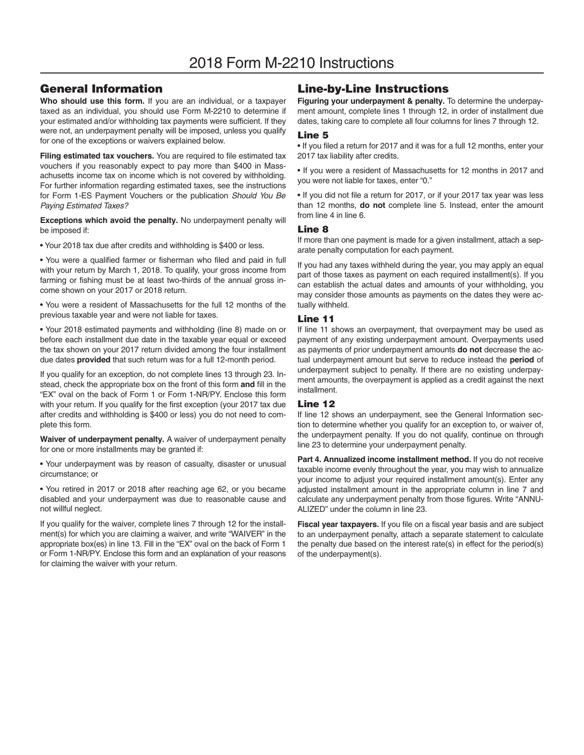# 2018 Form M-2210 Instructions

## General Information

**Who should use this form.** If you are an individual, or a taxpayer taxed as an individual, you should use Form M-2210 to determine if your estimated and/or withholding tax payments were sufficient. If they were not, an underpayment penalty will be imposed, unless you qualify for one of the exceptions or waivers explained below.

**Filing estimated tax vouchers.** You are required to file estimated tax vouchers if you reasonably expect to pay more than $400 in Massachusetts income tax on income which is not covered by withholding. For further information regarding estimated taxes, see the instructions for Form 1-ES Payment Vouchers or the publication *Should You Be Paying Estimated Taxes?*

**Exceptions which avoid the penalty.** No underpayment penalty will be imposed if:

- Your 2018 tax due after credits and withholding is $400 or less.
- You were a qualified farmer or fisherman who filed and paid in full with your return by March 1, 2018. To qualify, your gross income from farming or fishing must be at least two-thirds of the annual gross income shown on your 2017 or 2018 return.
- You were a resident of Massachusetts for the full 12 months of the previous taxable year and were not liable for taxes.
- Your 2018 estimated payments and withholding (line 8) made on or before each installment due date in the taxable year equal or exceed the tax shown on your 2017 return divided among the four installment due dates **provided** that such return was for a full 12-month period.

If you qualify for an exception, do not complete lines 13 through 23. Instead, check the appropriate box on the front of this form **and** fill in the "EX" oval on the back of Form 1 or Form 1-NR/PY. Enclose this form with your return. If you qualify for the first exception (your 2017 tax due after credits and withholding is $400 or less) you do not need to complete this form.

**Waiver of underpayment penalty.** A waiver of underpayment penalty for one or more installments may be granted if:

- Your underpayment was by reason of casualty, disaster or unusual circumstance; or
- You retired in 2017 or 2018 after reaching age 62, or you became disabled and your underpayment was due to reasonable cause and not willful neglect.

If you qualify for the waiver, complete lines 7 through 12 for the installment(s) for which you are claiming a waiver, and write "WAIVER" in the appropriate box(es) in line 13. Fill in the "EX" oval on the back of Form 1 or Form 1-NR/PY. Enclose this form and an explanation of your reasons for claiming the waiver with your return.

## Line-by-Line Instructions

**Figuring your underpayment & penalty.** To determine the underpayment amount, complete lines 1 through 12, in order of installment due dates, taking care to complete all four columns for lines 7 through 12.

### Line 5

- If you filed a return for 2017 and it was for a full 12 months, enter your 2017 tax liability after credits.
- If you were a resident of Massachusetts for 12 months in 2017 and you were not liable for taxes, enter "0."
- If you did not file a return for 2017, or if your 2017 tax year was less than 12 months, **do not** complete line 5. Instead, enter the amount from line 4 in line 6.

### Line 8

If more than one payment is made for a given installment, attach a separate penalty computation for each payment.

If you had any taxes withheld during the year, you may apply an equal part of those taxes as payment on each required installment(s). If you can establish the actual dates and amounts of your withholding, you may consider those amounts as payments on the dates they were actually withheld.

### Line 11

If line 11 shows an overpayment, that overpayment may be used as payment of any existing underpayment amount. Overpayments used as payments of prior underpayment amounts **do not** decrease the actual underpayment amount but serve to reduce instead the **period** of underpayment subject to penalty. If there are no existing underpayment amounts, the overpayment is applied as a credit against the next installment.

### Line 12

If line 12 shows an underpayment, see the General Information section to determine whether you qualify for an exception to, or waiver of, the underpayment penalty. If you do not qualify, continue on through line 23 to determine your underpayment penalty.

**Part 4. Annualized income installment method.** If you do not receive taxable income evenly throughout the year, you may wish to annualize your income to adjust your required installment amount(s). Enter any adjusted installment amount in the appropriate column in line 7 and calculate any underpayment penalty from those figures. Write "ANNUALIZED" under the column in line 23.

**Fiscal year taxpayers.** If you file on a fiscal year basis and are subject to an underpayment penalty, attach a separate statement to calculate the penalty due based on the interest rate(s) in effect for the period(s) of the underpayment(s).